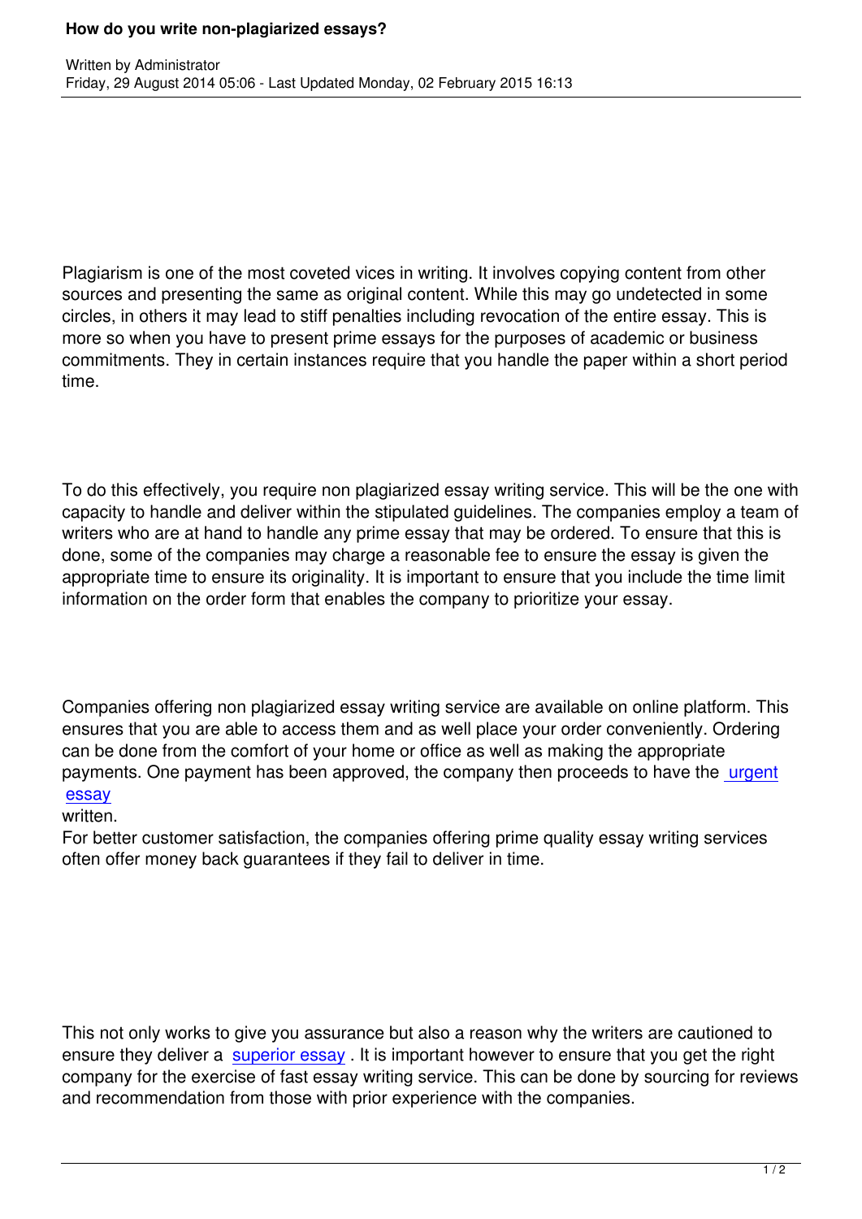# How do you write non-plagiarized essays?

Written by Administrator
Friday, 29 August 2014 05:06 - Last Updated Monday, 02 February 2015 16:13

Plagiarism is one of the most coveted vices in writing. It involves copying content from other sources and presenting the same as original content. While this may go undetected in some circles, in others it may lead to stiff penalties including revocation of the entire essay. This is more so when you have to present prime essays for the purposes of academic or business commitments. They in certain instances require that you handle the paper within a short period time.

To do this effectively, you require non plagiarized essay writing service. This will be the one with capacity to handle and deliver within the stipulated guidelines. The companies employ a team of writers who are at hand to handle any prime essay that may be ordered. To ensure that this is done, some of the companies may charge a reasonable fee to ensure the essay is given the appropriate time to ensure its originality. It is important to ensure that you include the time limit information on the order form that enables the company to prioritize your essay.

Companies offering non plagiarized essay writing service are available on online platform. This ensures that you are able to access them and as well place your order conveniently. Ordering can be done from the comfort of your home or office as well as making the appropriate payments. One payment has been approved, the company then proceeds to have the urgent essay written.
For better customer satisfaction, the companies offering prime quality essay writing services often offer money back guarantees if they fail to deliver in time.

This not only works to give you assurance but also a reason why the writers are cautioned to ensure they deliver a superior essay . It is important however to ensure that you get the right company for the exercise of fast essay writing service. This can be done by sourcing for reviews and recommendation from those with prior experience with the companies.